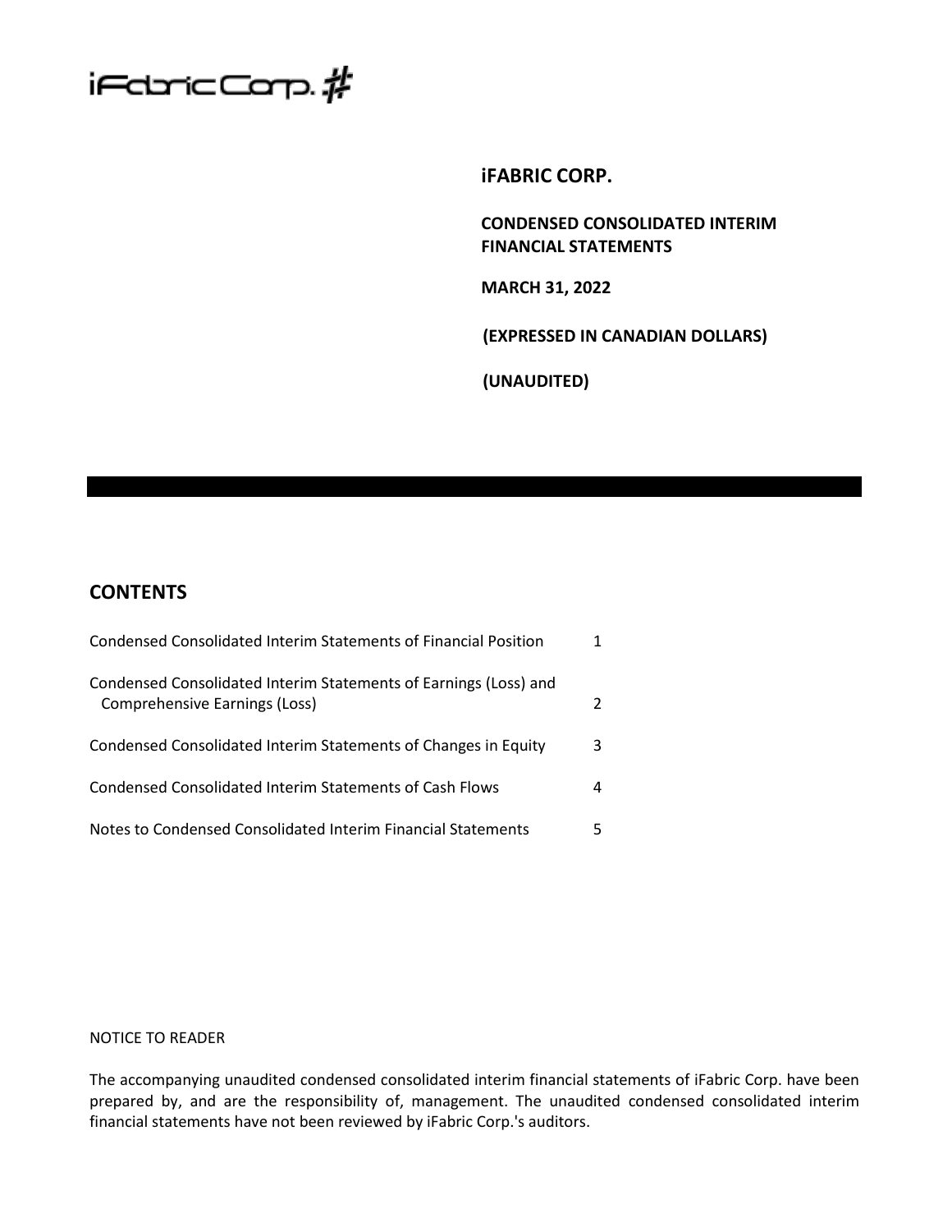iFabric Corp. #

# iFABRIC CORP.

**CONDENSED CONSOLIDATED INTERIM FINANCIAL STATEMENTS**

**MARCH 31, 2022**

**(EXPRESSED IN CANADIAN DOLLARS)**

**(UNAUDITED)**

## CONTENTS

| | |
|---|---|
| Condensed Consolidated Interim Statements of Financial Position | 1 |
| Condensed Consolidated Interim Statements of Earnings (Loss) and Comprehensive Earnings (Loss) | 2 |
| Condensed Consolidated Interim Statements of Changes in Equity | 3 |
| Condensed Consolidated Interim Statements of Cash Flows | 4 |
| Notes to Condensed Consolidated Interim Financial Statements | 5 |

NOTICE TO READER

The accompanying unaudited condensed consolidated interim financial statements of iFabric Corp. have been prepared by, and are the responsibility of, management. The unaudited condensed consolidated interim financial statements have not been reviewed by iFabric Corp.'s auditors.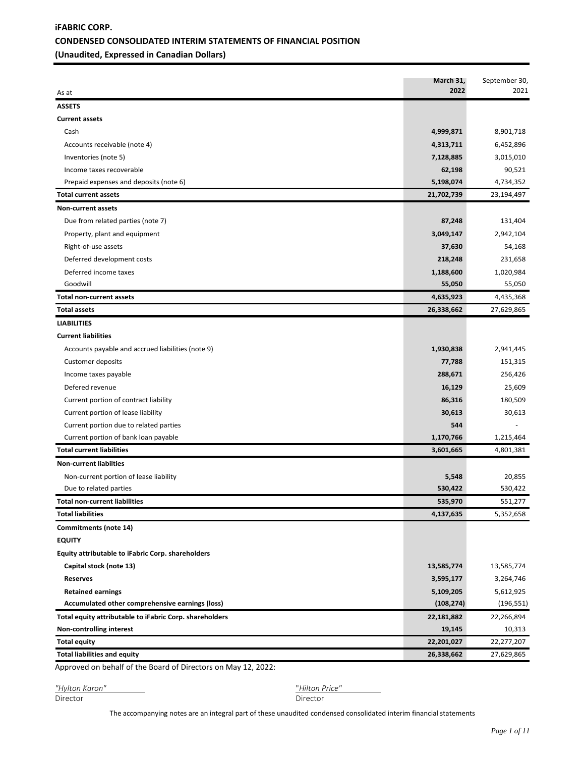**iFABRIC CORP.**

**CONDENSED CONSOLIDATED INTERIM STATEMENTS OF FINANCIAL POSITION**

**(Unaudited, Expressed in Canadian Dollars)**

| As at | March 31, 2022 | September 30, 2021 |
|---|---|---|
| **ASSETS** | | |
| **Current assets** | | |
| Cash | **4,999,871** | 8,901,718 |
| Accounts receivable (note 4) | **4,313,711** | 6,452,896 |
| Inventories (note 5) | **7,128,885** | 3,015,010 |
| Income taxes recoverable | **62,198** | 90,521 |
| Prepaid expenses and deposits (note 6) | **5,198,074** | 4,734,352 |
| **Total current assets** | **21,702,739** | 23,194,497 |
| **Non-current assets** | | |
| Due from related parties (note 7) | **87,248** | 131,404 |
| Property, plant and equipment | **3,049,147** | 2,942,104 |
| Right-of-use assets | **37,630** | 54,168 |
| Deferred development costs | **218,248** | 231,658 |
| Deferred income taxes | **1,188,600** | 1,020,984 |
| Goodwill | **55,050** | 55,050 |
| **Total non-current assets** | **4,635,923** | 4,435,368 |
| **Total assets** | **26,338,662** | 27,629,865 |
| **LIABILITIES** | | |
| **Current liabilities** | | |
| Accounts payable and accrued liabilities (note 9) | **1,930,838** | 2,941,445 |
| Customer deposits | **77,788** | 151,315 |
| Income taxes payable | **288,671** | 256,426 |
| Defered revenue | **16,129** | 25,609 |
| Current portion of contract liability | **86,316** | 180,509 |
| Current portion of lease liability | **30,613** | 30,613 |
| Current portion due to related parties | **544** | - |
| Current portion of bank loan payable | **1,170,766** | 1,215,464 |
| **Total current liabilities** | **3,601,665** | 4,801,381 |
| **Non-current liabilties** | | |
| Non-current portion of lease liability | **5,548** | 20,855 |
| Due to related parties | **530,422** | 530,422 |
| **Total non-current liabilities** | **535,970** | 551,277 |
| **Total liabilities** | **4,137,635** | 5,352,658 |
| **Commitments (note 14)** | | |
| **EQUITY** | | |
| **Equity attributable to iFabric Corp. shareholders** | | |
| **Capital stock (note 13)** | **13,585,774** | 13,585,774 |
| **Reserves** | **3,595,177** | 3,264,746 |
| **Retained earnings** | **5,109,205** | 5,612,925 |
| **Accumulated other comprehensive earnings (loss)** | **(108,274)** | (196,551) |
| **Total equity attributable to iFabric Corp. shareholders** | **22,181,882** | 22,266,894 |
| **Non-controlling interest** | **19,145** | 10,313 |
| **Total equity** | **22,201,027** | 22,277,207 |
| **Total liabilities and equity** | **26,338,662** | 27,629,865 |

Approved on behalf of the Board of Directors on May 12, 2022:

*"Hylton Karon"*
Director

"*Hilton Price"*
Director

The accompanying notes are an integral part of these unaudited condensed consolidated interim financial statements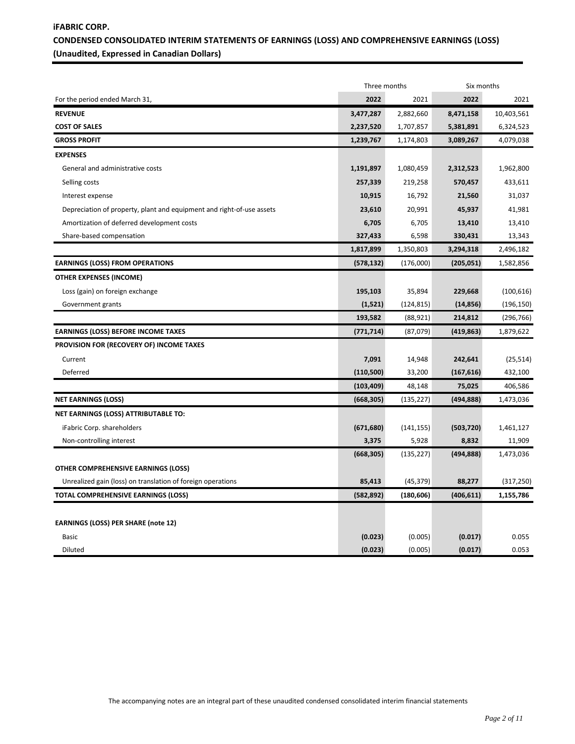**iFABRIC CORP.**

**CONDENSED CONSOLIDATED INTERIM STATEMENTS OF EARNINGS (LOSS) AND COMPREHENSIVE EARNINGS (LOSS)**

**(Unaudited, Expressed in Canadian Dollars)**

| | Three months | | Six months | |
|---|---|---|---|---|
| For the period ended March 31, | **2022** | 2021 | **2022** | 2021 |
| **REVENUE** | **3,477,287** | 2,882,660 | **8,471,158** | 10,403,561 |
| **COST OF SALES** | **2,237,520** | 1,707,857 | **5,381,891** | 6,324,523 |
| **GROSS PROFIT** | **1,239,767** | 1,174,803 | **3,089,267** | 4,079,038 |
| **EXPENSES** | | | | |
| General and administrative costs | **1,191,897** | 1,080,459 | **2,312,523** | 1,962,800 |
| Selling costs | **257,339** | 219,258 | **570,457** | 433,611 |
| Interest expense | **10,915** | 16,792 | **21,560** | 31,037 |
| Depreciation of property, plant and equipment and right-of-use assets | **23,610** | 20,991 | **45,937** | 41,981 |
| Amortization of deferred development costs | **6,705** | 6,705 | **13,410** | 13,410 |
| Share-based compensation | **327,433** | 6,598 | **330,431** | 13,343 |
| | **1,817,899** | 1,350,803 | **3,294,318** | 2,496,182 |
| **EARNINGS (LOSS) FROM OPERATIONS** | **(578,132)** | (176,000) | **(205,051)** | 1,582,856 |
| **OTHER EXPENSES (INCOME)** | | | | |
| Loss (gain) on foreign exchange | **195,103** | 35,894 | **229,668** | (100,616) |
| Government grants | **(1,521)** | (124,815) | **(14,856)** | (196,150) |
| | **193,582** | (88,921) | **214,812** | (296,766) |
| **EARNINGS (LOSS) BEFORE INCOME TAXES** | **(771,714)** | (87,079) | **(419,863)** | 1,879,622 |
| **PROVISION FOR (RECOVERY OF) INCOME TAXES** | | | | |
| Current | **7,091** | 14,948 | **242,641** | (25,514) |
| Deferred | **(110,500)** | 33,200 | **(167,616)** | 432,100 |
| | **(103,409)** | 48,148 | **75,025** | 406,586 |
| **NET EARNINGS (LOSS)** | **(668,305)** | (135,227) | **(494,888)** | 1,473,036 |
| **NET EARNINGS (LOSS) ATTRIBUTABLE TO:** | | | | |
| iFabric Corp. shareholders | **(671,680)** | (141,155) | **(503,720)** | 1,461,127 |
| Non-controlling interest | **3,375** | 5,928 | **8,832** | 11,909 |
| | **(668,305)** | (135,227) | **(494,888)** | 1,473,036 |
| **OTHER COMPREHENSIVE EARNINGS (LOSS)** | | | | |
| Unrealized gain (loss) on translation of foreign operations | **85,413** | (45,379) | **88,277** | (317,250) |
| **TOTAL COMPREHENSIVE EARNINGS (LOSS)** | **(582,892)** | **(180,606)** | **(406,611)** | **1,155,786** |
| | | | | |
| **EARNINGS (LOSS) PER SHARE (note 12)** | | | | |
| Basic | **(0.023)** | (0.005) | **(0.017)** | 0.055 |
| Diluted | **(0.023)** | (0.005) | **(0.017)** | 0.053 |

The accompanying notes are an integral part of these unaudited condensed consolidated interim financial statements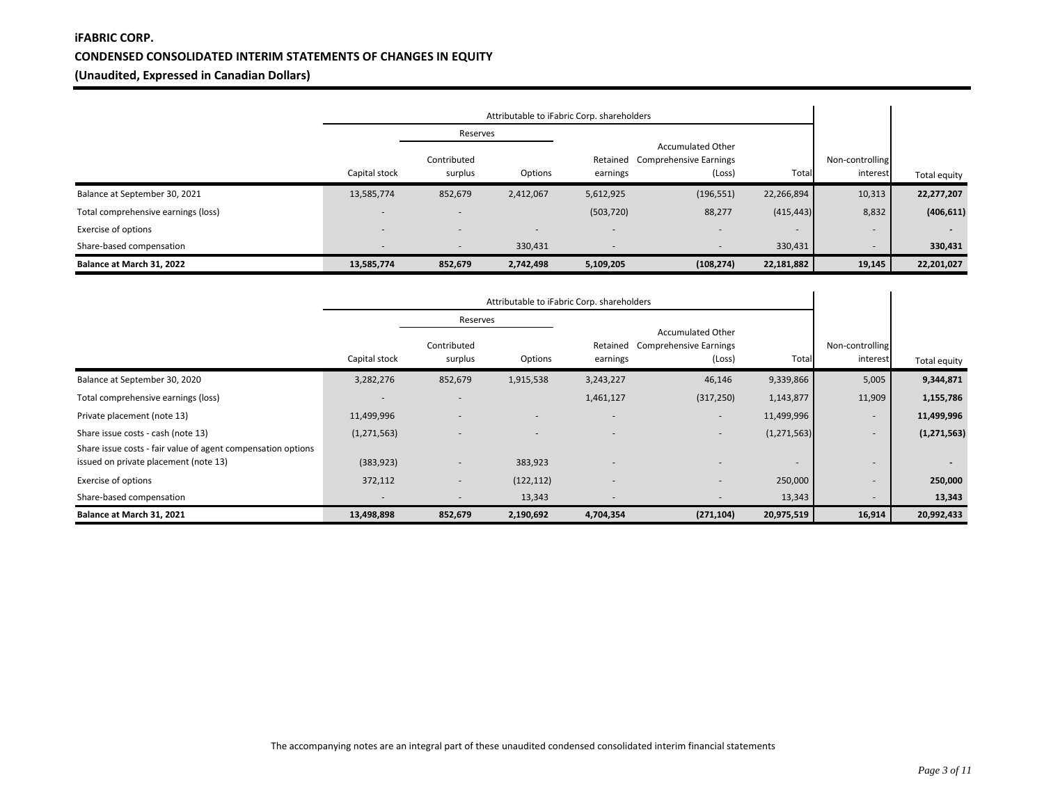**iFABRIC CORP.**

**CONDENSED CONSOLIDATED INTERIM STATEMENTS OF CHANGES IN EQUITY**

**(Unaudited, Expressed in Canadian Dollars)**

| | Attributable to iFabric Corp. shareholders | | | | | | | |
|---|---|---|---|---|---|---|---|---|
| | | Reserves | | | | | | |
| | Capital stock | Contributed surplus | Options | Retained earnings | Accumulated Other Comprehensive Earnings (Loss) | Total | Non-controlling interest | Total equity |
| Balance at September 30, 2021 | 13,585,774 | 852,679 | 2,412,067 | 5,612,925 | (196,551) | 22,266,894 | 10,313 | **22,277,207** |
| Total comprehensive earnings (loss) | - | - | | (503,720) | 88,277 | (415,443) | 8,832 | **(406,611)** |
| Exercise of options | - | - | - | - | - | - | - | **-** |
| Share-based compensation | - | - | 330,431 | - | - | 330,431 | - | **330,431** |
| **Balance at March 31, 2022** | **13,585,774** | **852,679** | **2,742,498** | **5,109,205** | **(108,274)** | **22,181,882** | **19,145** | **22,201,027** |

| | Attributable to iFabric Corp. shareholders | | | | | | | |
|---|---|---|---|---|---|---|---|---|
| | | Reserves | | | | | | |
| | Capital stock | Contributed surplus | Options | Retained earnings | Accumulated Other Comprehensive Earnings (Loss) | Total | Non-controlling interest | Total equity |
| Balance at September 30, 2020 | 3,282,276 | 852,679 | 1,915,538 | 3,243,227 | 46,146 | 9,339,866 | 5,005 | **9,344,871** |
| Total comprehensive earnings (loss) | - | - | | 1,461,127 | (317,250) | 1,143,877 | 11,909 | **1,155,786** |
| Private placement (note 13) | 11,499,996 | - | - | - | - | 11,499,996 | - | **11,499,996** |
| Share issue costs - cash (note 13) | (1,271,563) | - | - | - | - | (1,271,563) | - | **(1,271,563)** |
| Share issue costs - fair value of agent compensation options issued on private placement (note 13) | (383,923) | - | 383,923 | - | - | - | - | **-** |
| Exercise of options | 372,112 | - | (122,112) | - | - | 250,000 | - | **250,000** |
| Share-based compensation | - | - | 13,343 | - | - | 13,343 | - | **13,343** |
| **Balance at March 31, 2021** | **13,498,898** | **852,679** | **2,190,692** | **4,704,354** | **(271,104)** | **20,975,519** | **16,914** | **20,992,433** |

The accompanying notes are an integral part of these unaudited condensed consolidated interim financial statements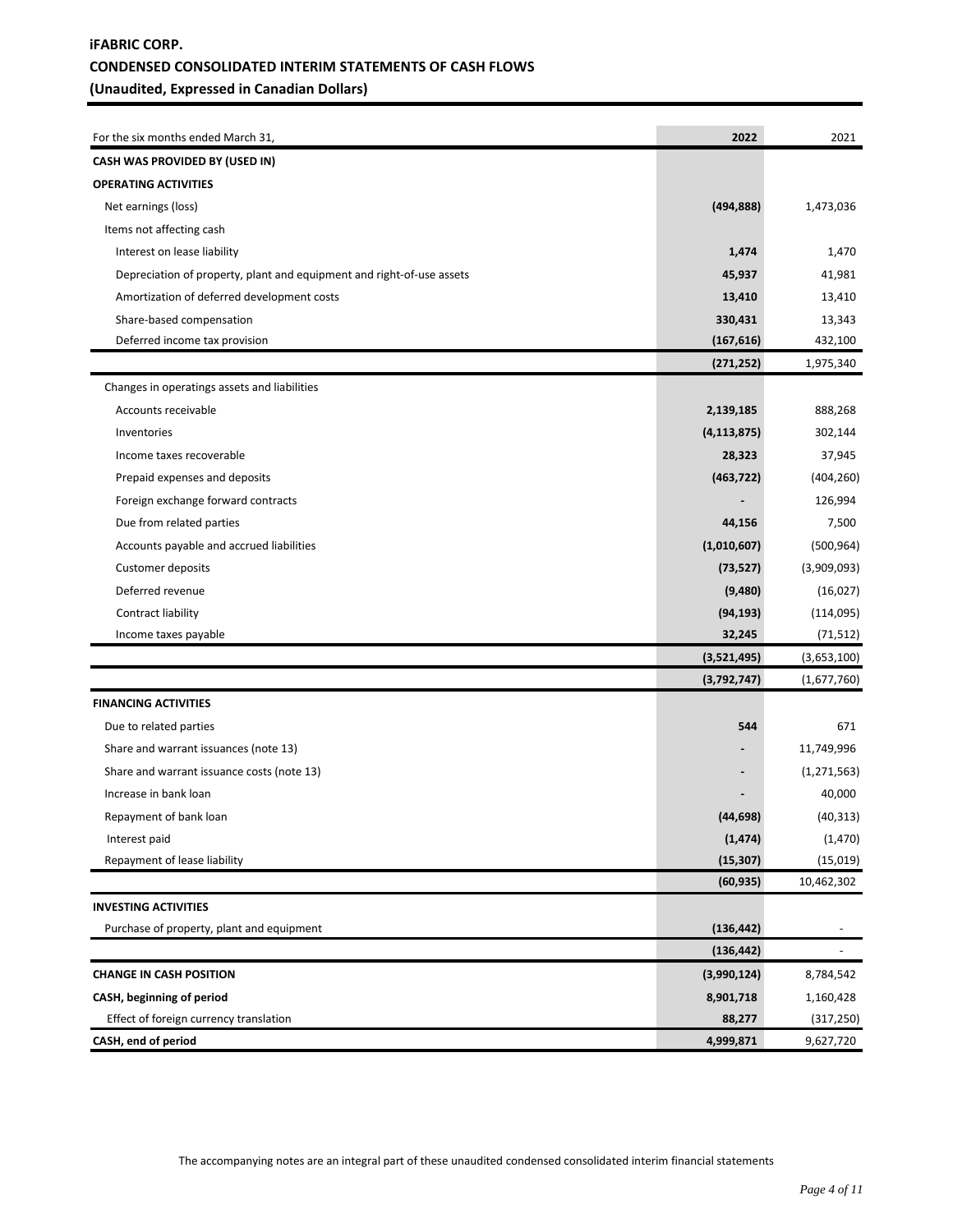**iFABRIC CORP.**
**CONDENSED CONSOLIDATED INTERIM STATEMENTS OF CASH FLOWS**
**(Unaudited, Expressed in Canadian Dollars)**

| For the six months ended March 31, | 2022 | 2021 |
|---|---|---|
| **CASH WAS PROVIDED BY (USED IN)** | | |
| **OPERATING ACTIVITIES** | | |
| Net earnings (loss) | **(494,888)** | 1,473,036 |
| Items not affecting cash | | |
| Interest on lease liability | **1,474** | 1,470 |
| Depreciation of property, plant and equipment and right-of-use assets | **45,937** | 41,981 |
| Amortization of deferred development costs | **13,410** | 13,410 |
| Share-based compensation | **330,431** | 13,343 |
| Deferred income tax provision | **(167,616)** | 432,100 |
| | **(271,252)** | 1,975,340 |
| Changes in operatings assets and liabilities | | |
| Accounts receivable | **2,139,185** | 888,268 |
| Inventories | **(4,113,875)** | 302,144 |
| Income taxes recoverable | **28,323** | 37,945 |
| Prepaid expenses and deposits | **(463,722)** | (404,260) |
| Foreign exchange forward contracts | **-** | 126,994 |
| Due from related parties | **44,156** | 7,500 |
| Accounts payable and accrued liabilities | **(1,010,607)** | (500,964) |
| Customer deposits | **(73,527)** | (3,909,093) |
| Deferred revenue | **(9,480)** | (16,027) |
| Contract liability | **(94,193)** | (114,095) |
| Income taxes payable | **32,245** | (71,512) |
| | **(3,521,495)** | (3,653,100) |
| | **(3,792,747)** | (1,677,760) |
| **FINANCING ACTIVITIES** | | |
| Due to related parties | **544** | 671 |
| Share and warrant issuances (note 13) | **-** | 11,749,996 |
| Share and warrant issuance costs (note 13) | **-** | (1,271,563) |
| Increase in bank loan | **-** | 40,000 |
| Repayment of bank loan | **(44,698)** | (40,313) |
| Interest paid | **(1,474)** | (1,470) |
| Repayment of lease liability | **(15,307)** | (15,019) |
| | **(60,935)** | 10,462,302 |
| **INVESTING ACTIVITIES** | | |
| Purchase of property, plant and equipment | **(136,442)** | - |
| | **(136,442)** | - |
| **CHANGE IN CASH POSITION** | **(3,990,124)** | 8,784,542 |
| **CASH, beginning of period** | **8,901,718** | 1,160,428 |
| Effect of foreign currency translation | **88,277** | (317,250) |
| **CASH, end of period** | **4,999,871** | 9,627,720 |

The accompanying notes are an integral part of these unaudited condensed consolidated interim financial statements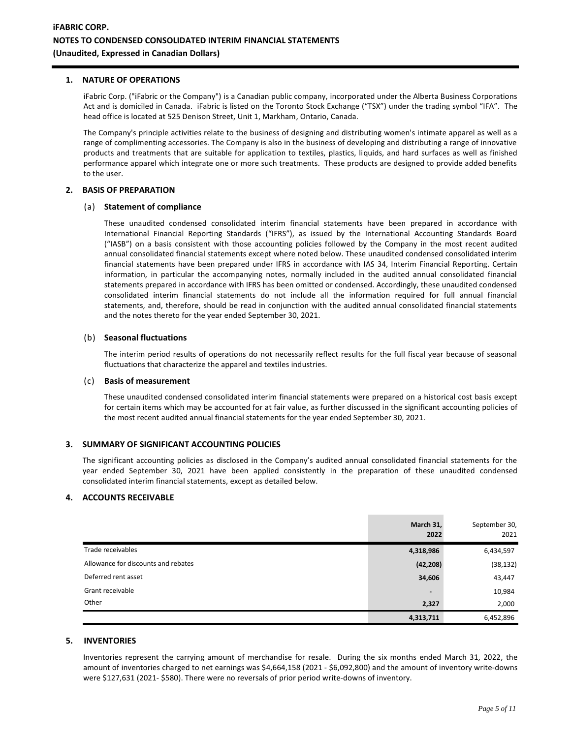## 1. NATURE OF OPERATIONS

iFabric Corp. ("iFabric or the Company") is a Canadian public company, incorporated under the Alberta Business Corporations Act and is domiciled in Canada. iFabric is listed on the Toronto Stock Exchange ("TSX") under the trading symbol "IFA". The head office is located at 525 Denison Street, Unit 1, Markham, Ontario, Canada.

The Company's principle activities relate to the business of designing and distributing women's intimate apparel as well as a range of complimenting accessories. The Company is also in the business of developing and distributing a range of innovative products and treatments that are suitable for application to textiles, plastics, liquids, and hard surfaces as well as finished performance apparel which integrate one or more such treatments. These products are designed to provide added benefits to the user.

## 2. BASIS OF PREPARATION

### (a) Statement of compliance

These unaudited condensed consolidated interim financial statements have been prepared in accordance with International Financial Reporting Standards ("IFRS"), as issued by the International Accounting Standards Board ("IASB") on a basis consistent with those accounting policies followed by the Company in the most recent audited annual consolidated financial statements except where noted below. These unaudited condensed consolidated interim financial statements have been prepared under IFRS in accordance with IAS 34, Interim Financial Reporting. Certain information, in particular the accompanying notes, normally included in the audited annual consolidated financial statements prepared in accordance with IFRS has been omitted or condensed. Accordingly, these unaudited condensed consolidated interim financial statements do not include all the information required for full annual financial statements, and, therefore, should be read in conjunction with the audited annual consolidated financial statements and the notes thereto for the year ended September 30, 2021.

### (b) Seasonal fluctuations

The interim period results of operations do not necessarily reflect results for the full fiscal year because of seasonal fluctuations that characterize the apparel and textiles industries.

### (c) Basis of measurement

These unaudited condensed consolidated interim financial statements were prepared on a historical cost basis except for certain items which may be accounted for at fair value, as further discussed in the significant accounting policies of the most recent audited annual financial statements for the year ended September 30, 2021.

## 3. SUMMARY OF SIGNIFICANT ACCOUNTING POLICIES

The significant accounting policies as disclosed in the Company's audited annual consolidated financial statements for the year ended September 30, 2021 have been applied consistently in the preparation of these unaudited condensed consolidated interim financial statements, except as detailed below.

## 4. ACCOUNTS RECEIVABLE

| | **March 31, 2022** | September 30, 2021 |
|---|---|---|
| Trade receivables | **4,318,986** | 6,434,597 |
| Allowance for discounts and rebates | **(42,208)** | (38,132) |
| Deferred rent asset | **34,606** | 43,447 |
| Grant receivable | **-** | 10,984 |
| Other | **2,327** | 2,000 |
| | **4,313,711** | 6,452,896 |

## 5. INVENTORIES

Inventories represent the carrying amount of merchandise for resale. During the six months ended March 31, 2022, the amount of inventories charged to net earnings was $4,664,158 (2021 - $6,092,800) and the amount of inventory write-downs were $127,631 (2021- $580). There were no reversals of prior period write-downs of inventory.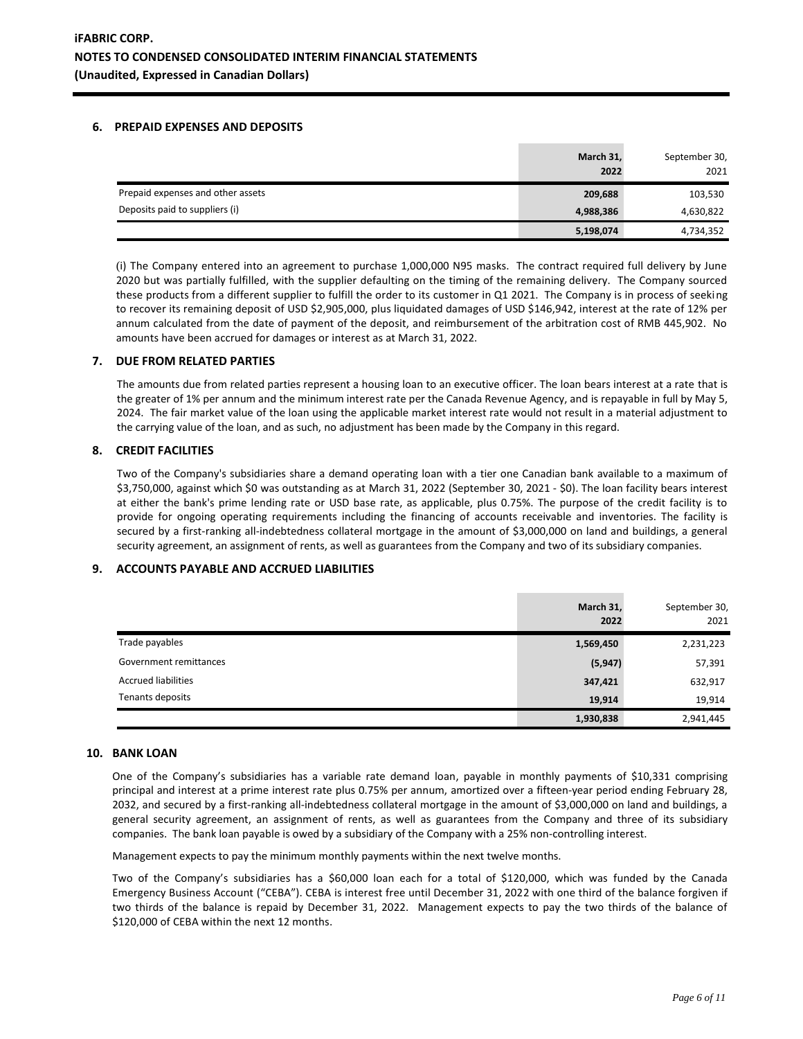## 6. PREPAID EXPENSES AND DEPOSITS

| | March 31, 2022 | September 30, 2021 |
|---|---|---|
| Prepaid expenses and other assets | 209,688 | 103,530 |
| Deposits paid to suppliers (i) | 4,988,386 | 4,630,822 |
| | 5,198,074 | 4,734,352 |

(i) The Company entered into an agreement to purchase 1,000,000 N95 masks. The contract required full delivery by June 2020 but was partially fulfilled, with the supplier defaulting on the timing of the remaining delivery. The Company sourced these products from a different supplier to fulfill the order to its customer in Q1 2021. The Company is in process of seeking to recover its remaining deposit of USD $2,905,000, plus liquidated damages of USD $146,942, interest at the rate of 12% per annum calculated from the date of payment of the deposit, and reimbursement of the arbitration cost of RMB 445,902. No amounts have been accrued for damages or interest as at March 31, 2022.

## 7. DUE FROM RELATED PARTIES

The amounts due from related parties represent a housing loan to an executive officer. The loan bears interest at a rate that is the greater of 1% per annum and the minimum interest rate per the Canada Revenue Agency, and is repayable in full by May 5, 2024. The fair market value of the loan using the applicable market interest rate would not result in a material adjustment to the carrying value of the loan, and as such, no adjustment has been made by the Company in this regard.

## 8. CREDIT FACILITIES

Two of the Company's subsidiaries share a demand operating loan with a tier one Canadian bank available to a maximum of $3,750,000, against which $0 was outstanding as at March 31, 2022 (September 30, 2021 - $0). The loan facility bears interest at either the bank's prime lending rate or USD base rate, as applicable, plus 0.75%. The purpose of the credit facility is to provide for ongoing operating requirements including the financing of accounts receivable and inventories. The facility is secured by a first-ranking all-indebtedness collateral mortgage in the amount of $3,000,000 on land and buildings, a general security agreement, an assignment of rents, as well as guarantees from the Company and two of its subsidiary companies.

## 9. ACCOUNTS PAYABLE AND ACCRUED LIABILITIES

| | March 31, 2022 | September 30, 2021 |
|---|---|---|
| Trade payables | 1,569,450 | 2,231,223 |
| Government remittances | (5,947) | 57,391 |
| Accrued liabilities | 347,421 | 632,917 |
| Tenants deposits | 19,914 | 19,914 |
| | 1,930,838 | 2,941,445 |

## 10. BANK LOAN

One of the Company's subsidiaries has a variable rate demand loan, payable in monthly payments of $10,331 comprising principal and interest at a prime interest rate plus 0.75% per annum, amortized over a fifteen-year period ending February 28, 2032, and secured by a first-ranking all-indebtedness collateral mortgage in the amount of $3,000,000 on land and buildings, a general security agreement, an assignment of rents, as well as guarantees from the Company and three of its subsidiary companies. The bank loan payable is owed by a subsidiary of the Company with a 25% non-controlling interest.

Management expects to pay the minimum monthly payments within the next twelve months.

Two of the Company's subsidiaries has a $60,000 loan each for a total of $120,000, which was funded by the Canada Emergency Business Account ("CEBA"). CEBA is interest free until December 31, 2022 with one third of the balance forgiven if two thirds of the balance is repaid by December 31, 2022. Management expects to pay the two thirds of the balance of $120,000 of CEBA within the next 12 months.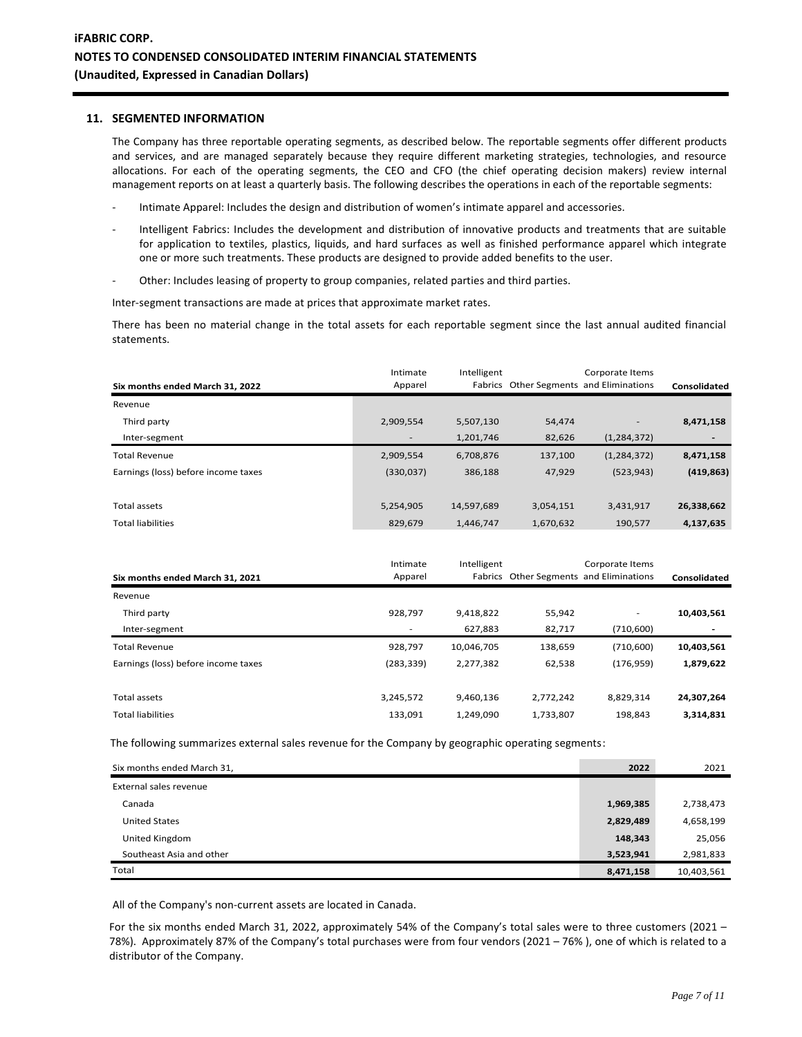## 11. SEGMENTED INFORMATION

The Company has three reportable operating segments, as described below. The reportable segments offer different products and services, and are managed separately because they require different marketing strategies, technologies, and resource allocations. For each of the operating segments, the CEO and CFO (the chief operating decision makers) review internal management reports on at least a quarterly basis. The following describes the operations in each of the reportable segments:

- Intimate Apparel: Includes the design and distribution of women's intimate apparel and accessories.
- Intelligent Fabrics: Includes the development and distribution of innovative products and treatments that are suitable for application to textiles, plastics, liquids, and hard surfaces as well as finished performance apparel which integrate one or more such treatments. These products are designed to provide added benefits to the user.
- Other: Includes leasing of property to group companies, related parties and third parties.

Inter-segment transactions are made at prices that approximate market rates.

There has been no material change in the total assets for each reportable segment since the last annual audited financial statements.

| Six months ended March 31, 2022 | Intimate Apparel | Intelligent Fabrics | Other Segments | Corporate Items and Eliminations | Consolidated |
|---|---|---|---|---|---|
| Revenue | | | | | |
| Third party | 2,909,554 | 5,507,130 | 54,474 | - | **8,471,158** |
| Inter-segment | - | 1,201,746 | 82,626 | (1,284,372) | **-** |
| Total Revenue | 2,909,554 | 6,708,876 | 137,100 | (1,284,372) | **8,471,158** |
| Earnings (loss) before income taxes | (330,037) | 386,188 | 47,929 | (523,943) | **(419,863)** |
| Total assets | 5,254,905 | 14,597,689 | 3,054,151 | 3,431,917 | **26,338,662** |
| Total liabilities | 829,679 | 1,446,747 | 1,670,632 | 190,577 | **4,137,635** |

| Six months ended March 31, 2021 | Intimate Apparel | Intelligent Fabrics | Other Segments | Corporate Items and Eliminations | Consolidated |
|---|---|---|---|---|---|
| Revenue | | | | | |
| Third party | 928,797 | 9,418,822 | 55,942 | - | **10,403,561** |
| Inter-segment | - | 627,883 | 82,717 | (710,600) | **-** |
| Total Revenue | 928,797 | 10,046,705 | 138,659 | (710,600) | **10,403,561** |
| Earnings (loss) before income taxes | (283,339) | 2,277,382 | 62,538 | (176,959) | **1,879,622** |
| Total assets | 3,245,572 | 9,460,136 | 2,772,242 | 8,829,314 | **24,307,264** |
| Total liabilities | 133,091 | 1,249,090 | 1,733,807 | 198,843 | **3,314,831** |

The following summarizes external sales revenue for the Company by geographic operating segments:

| Six months ended March 31, | 2022 | 2021 |
|---|---|---|
| External sales revenue | | |
| Canada | **1,969,385** | 2,738,473 |
| United States | **2,829,489** | 4,658,199 |
| United Kingdom | **148,343** | 25,056 |
| Southeast Asia and other | **3,523,941** | 2,981,833 |
| Total | **8,471,158** | 10,403,561 |

All of the Company's non-current assets are located in Canada.

For the six months ended March 31, 2022, approximately 54% of the Company's total sales were to three customers (2021 – 78%). Approximately 87% of the Company's total purchases were from four vendors (2021 – 76% ), one of which is related to a distributor of the Company.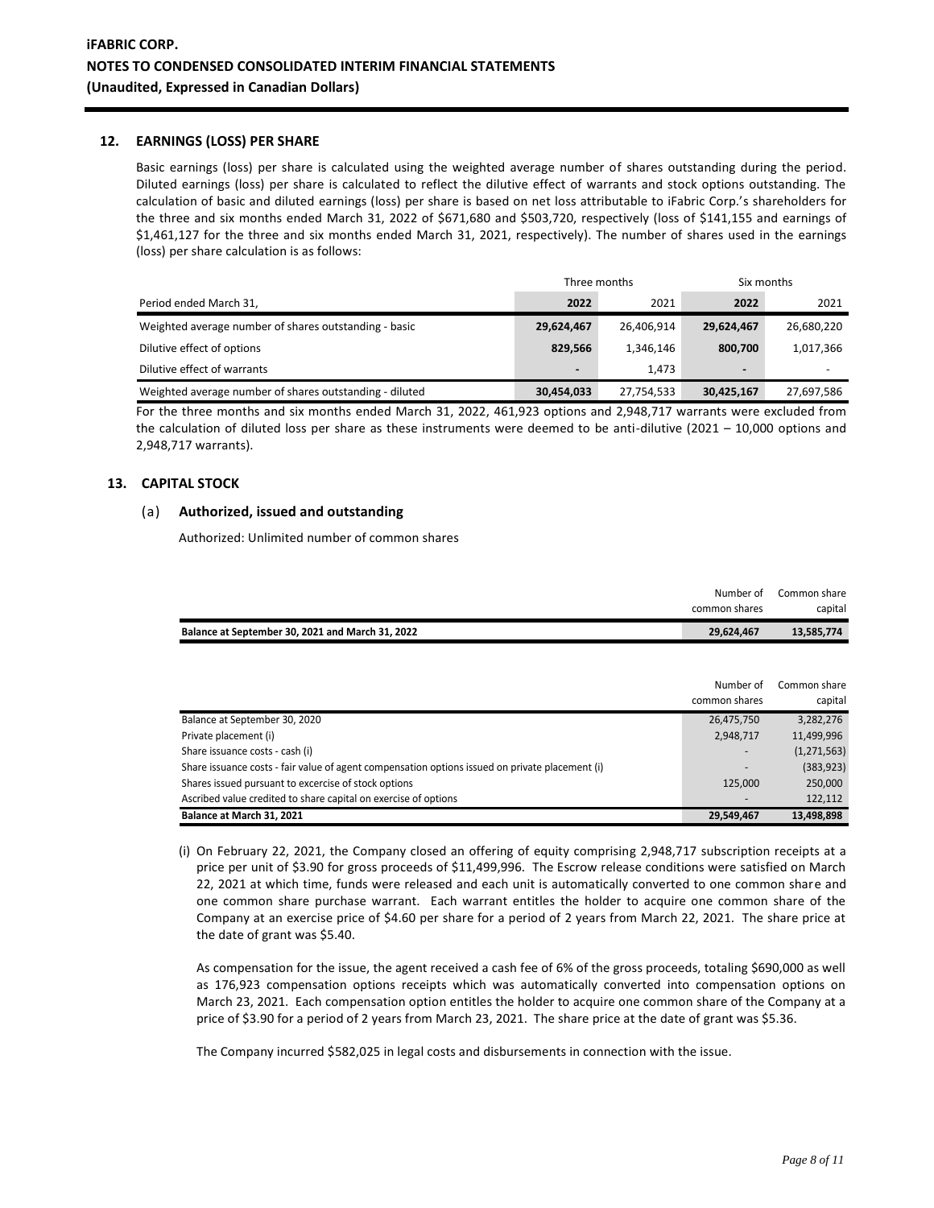## 12. EARNINGS (LOSS) PER SHARE

Basic earnings (loss) per share is calculated using the weighted average number of shares outstanding during the period. Diluted earnings (loss) per share is calculated to reflect the dilutive effect of warrants and stock options outstanding. The calculation of basic and diluted earnings (loss) per share is based on net loss attributable to iFabric Corp.'s shareholders for the three and six months ended March 31, 2022 of $671,680 and $503,720, respectively (loss of $141,155 and earnings of $1,461,127 for the three and six months ended March 31, 2021, respectively). The number of shares used in the earnings (loss) per share calculation is as follows:

| | Three months | | Six months | |
|---|---|---|---|---|
| Period ended March 31, | **2022** | 2021 | **2022** | 2021 |
| Weighted average number of shares outstanding - basic | **29,624,467** | 26,406,914 | **29,624,467** | 26,680,220 |
| Dilutive effect of options | **829,566** | 1,346,146 | **800,700** | 1,017,366 |
| Dilutive effect of warrants | **-** | 1,473 | **-** | - |
| Weighted average number of shares outstanding - diluted | **30,454,033** | 27,754,533 | **30,425,167** | 27,697,586 |

For the three months and six months ended March 31, 2022, 461,923 options and 2,948,717 warrants were excluded from the calculation of diluted loss per share as these instruments were deemed to be anti-dilutive (2021 – 10,000 options and 2,948,717 warrants).

## 13. CAPITAL STOCK

### (a) Authorized, issued and outstanding

Authorized: Unlimited number of common shares

| | Number of common shares | Common share capital |
|---|---|---|
| **Balance at September 30, 2021 and March 31, 2022** | **29,624,467** | **13,585,774** |

| | Number of common shares | Common share capital |
|---|---|---|
| Balance at September 30, 2020 | 26,475,750 | 3,282,276 |
| Private placement (i) | 2,948,717 | 11,499,996 |
| Share issuance costs - cash (i) | - | (1,271,563) |
| Share issuance costs - fair value of agent compensation options issued on private placement (i) | - | (383,923) |
| Shares issued pursuant to excercise of stock options | 125,000 | 250,000 |
| Ascribed value credited to share capital on exercise of options | - | 122,112 |
| **Balance at March 31, 2021** | **29,549,467** | **13,498,898** |

(i) On February 22, 2021, the Company closed an offering of equity comprising 2,948,717 subscription receipts at a price per unit of $3.90 for gross proceeds of $11,499,996. The Escrow release conditions were satisfied on March 22, 2021 at which time, funds were released and each unit is automatically converted to one common share and one common share purchase warrant. Each warrant entitles the holder to acquire one common share of the Company at an exercise price of $4.60 per share for a period of 2 years from March 22, 2021. The share price at the date of grant was $5.40.

As compensation for the issue, the agent received a cash fee of 6% of the gross proceeds, totaling $690,000 as well as 176,923 compensation options receipts which was automatically converted into compensation options on March 23, 2021. Each compensation option entitles the holder to acquire one common share of the Company at a price of $3.90 for a period of 2 years from March 23, 2021. The share price at the date of grant was $5.36.

The Company incurred $582,025 in legal costs and disbursements in connection with the issue.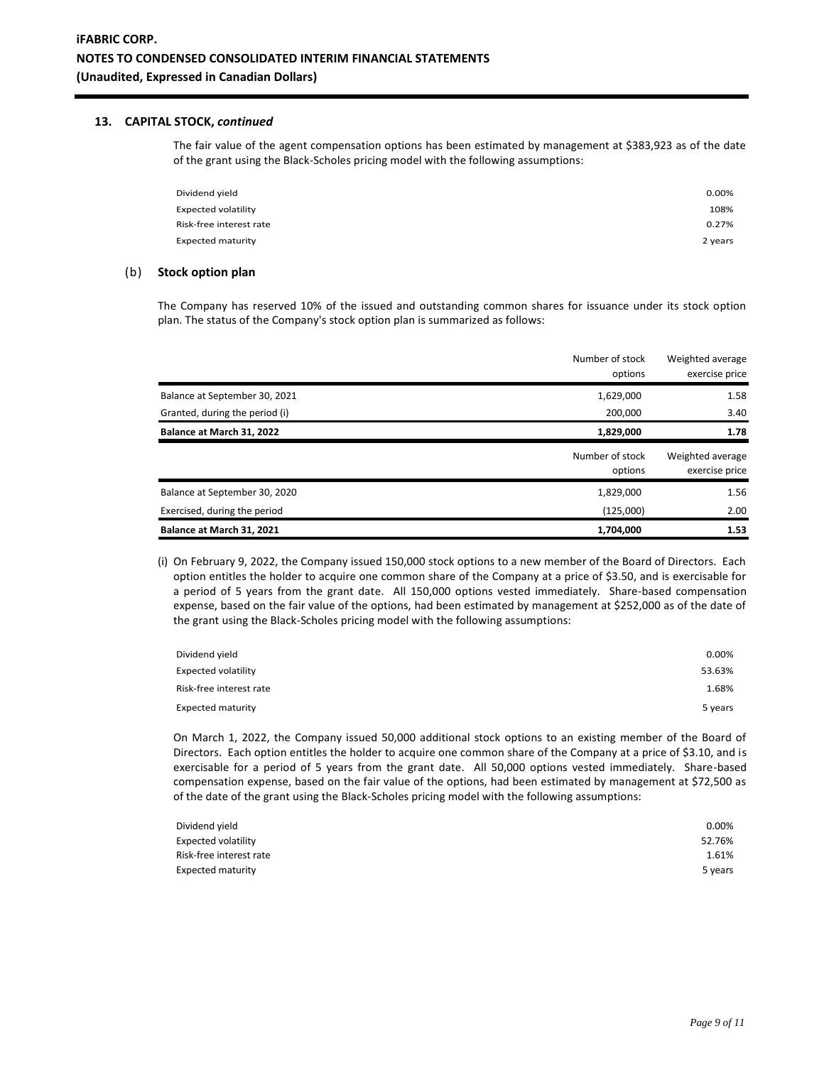## 13. CAPITAL STOCK, *continued*

The fair value of the agent compensation options has been estimated by management at $383,923 as of the date of the grant using the Black-Scholes pricing model with the following assumptions:

| | |
|---|---|
| Dividend yield | 0.00% |
| Expected volatility | 108% |
| Risk-free interest rate | 0.27% |
| Expected maturity | 2 years |

### (b) Stock option plan

The Company has reserved 10% of the issued and outstanding common shares for issuance under its stock option plan. The status of the Company's stock option plan is summarized as follows:

| | Number of stock options | Weighted average exercise price |
|---|---|---|
| Balance at September 30, 2021 | 1,629,000 | 1.58 |
| Granted, during the period (i) | 200,000 | 3.40 |
| **Balance at March 31, 2022** | **1,829,000** | **1.78** |

| | Number of stock options | Weighted average exercise price |
|---|---|---|
| Balance at September 30, 2020 | 1,829,000 | 1.56 |
| Exercised, during the period | (125,000) | 2.00 |
| **Balance at March 31, 2021** | **1,704,000** | **1.53** |

(i) On February 9, 2022, the Company issued 150,000 stock options to a new member of the Board of Directors. Each option entitles the holder to acquire one common share of the Company at a price of $3.50, and is exercisable for a period of 5 years from the grant date. All 150,000 options vested immediately. Share-based compensation expense, based on the fair value of the options, had been estimated by management at $252,000 as of the date of the grant using the Black-Scholes pricing model with the following assumptions:

| | |
|---|---|
| Dividend yield | 0.00% |
| Expected volatility | 53.63% |
| Risk-free interest rate | 1.68% |
| Expected maturity | 5 years |

On March 1, 2022, the Company issued 50,000 additional stock options to an existing member of the Board of Directors. Each option entitles the holder to acquire one common share of the Company at a price of $3.10, and is exercisable for a period of 5 years from the grant date. All 50,000 options vested immediately. Share-based compensation expense, based on the fair value of the options, had been estimated by management at $72,500 as of the date of the grant using the Black-Scholes pricing model with the following assumptions:

| | |
|---|---|
| Dividend yield | 0.00% |
| Expected volatility | 52.76% |
| Risk-free interest rate | 1.61% |
| Expected maturity | 5 years |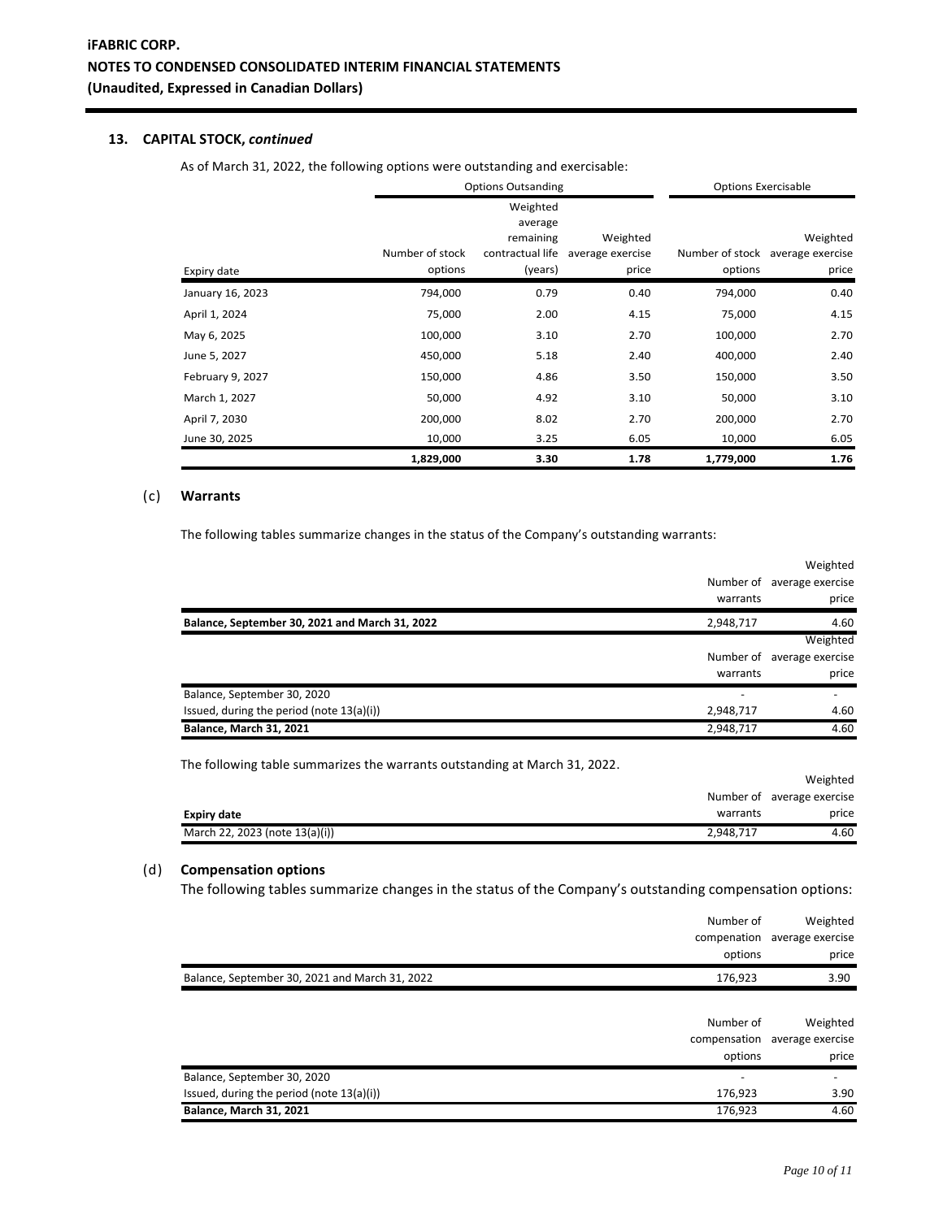**iFABRIC CORP.**
**NOTES TO CONDENSED CONSOLIDATED INTERIM FINANCIAL STATEMENTS**
**(Unaudited, Expressed in Canadian Dollars)**

## 13. CAPITAL STOCK, *continued*

As of March 31, 2022, the following options were outstanding and exercisable:

| | Options Outsanding | | | Options Exercisable | |
|---|---|---|---|---|---|
| Expiry date | Number of stock options | Weighted average remaining contractual life (years) | Weighted average exercise price | Number of stock options | Weighted average exercise price |
| January 16, 2023 | 794,000 | 0.79 | 0.40 | 794,000 | 0.40 |
| April 1, 2024 | 75,000 | 2.00 | 4.15 | 75,000 | 4.15 |
| May 6, 2025 | 100,000 | 3.10 | 2.70 | 100,000 | 2.70 |
| June 5, 2027 | 450,000 | 5.18 | 2.40 | 400,000 | 2.40 |
| February 9, 2027 | 150,000 | 4.86 | 3.50 | 150,000 | 3.50 |
| March 1, 2027 | 50,000 | 4.92 | 3.10 | 50,000 | 3.10 |
| April 7, 2030 | 200,000 | 8.02 | 2.70 | 200,000 | 2.70 |
| June 30, 2025 | 10,000 | 3.25 | 6.05 | 10,000 | 6.05 |
| | **1,829,000** | **3.30** | **1.78** | **1,779,000** | **1.76** |

### (c) Warrants

The following tables summarize changes in the status of the Company's outstanding warrants:

| | Number of warrants | Weighted average exercise price |
|---|---|---|
| **Balance, September 30, 2021 and March 31, 2022** | 2,948,717 | 4.60 |

| | Number of warrants | Weighted average exercise price |
|---|---|---|
| Balance, September 30, 2020 | - | - |
| Issued, during the period (note 13(a)(i)) | 2,948,717 | 4.60 |
| **Balance, March 31, 2021** | 2,948,717 | 4.60 |

The following table summarizes the warrants outstanding at March 31, 2022.

| **Expiry date** | Number of warrants | Weighted average exercise price |
|---|---|---|
| March 22, 2023 (note 13(a)(i)) | 2,948,717 | 4.60 |

### (d) Compensation options

The following tables summarize changes in the status of the Company's outstanding compensation options:

| | Number of compenation options | Weighted average exercise price |
|---|---|---|
| Balance, September 30, 2021 and March 31, 2022 | 176,923 | 3.90 |

| | Number of compensation options | Weighted average exercise price |
|---|---|---|
| Balance, September 30, 2020 | - | - |
| Issued, during the period (note 13(a)(i)) | 176,923 | 3.90 |
| **Balance, March 31, 2021** | 176,923 | 4.60 |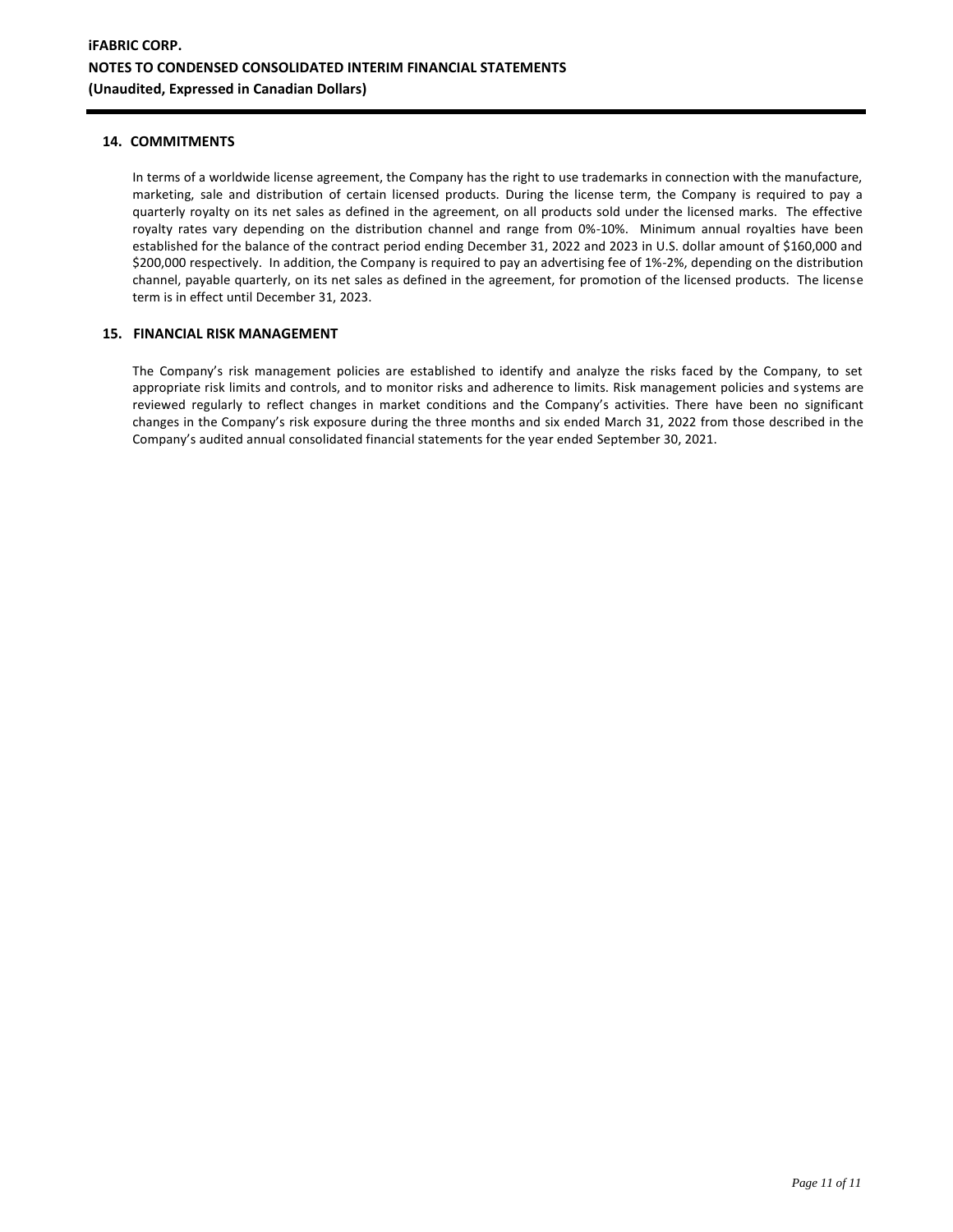## 14. COMMITMENTS

In terms of a worldwide license agreement, the Company has the right to use trademarks in connection with the manufacture, marketing, sale and distribution of certain licensed products. During the license term, the Company is required to pay a quarterly royalty on its net sales as defined in the agreement, on all products sold under the licensed marks. The effective royalty rates vary depending on the distribution channel and range from 0%-10%. Minimum annual royalties have been established for the balance of the contract period ending December 31, 2022 and 2023 in U.S. dollar amount of $160,000 and $200,000 respectively. In addition, the Company is required to pay an advertising fee of 1%-2%, depending on the distribution channel, payable quarterly, on its net sales as defined in the agreement, for promotion of the licensed products. The license term is in effect until December 31, 2023.

## 15. FINANCIAL RISK MANAGEMENT

The Company's risk management policies are established to identify and analyze the risks faced by the Company, to set appropriate risk limits and controls, and to monitor risks and adherence to limits. Risk management policies and systems are reviewed regularly to reflect changes in market conditions and the Company's activities. There have been no significant changes in the Company's risk exposure during the three months and six ended March 31, 2022 from those described in the Company's audited annual consolidated financial statements for the year ended September 30, 2021.